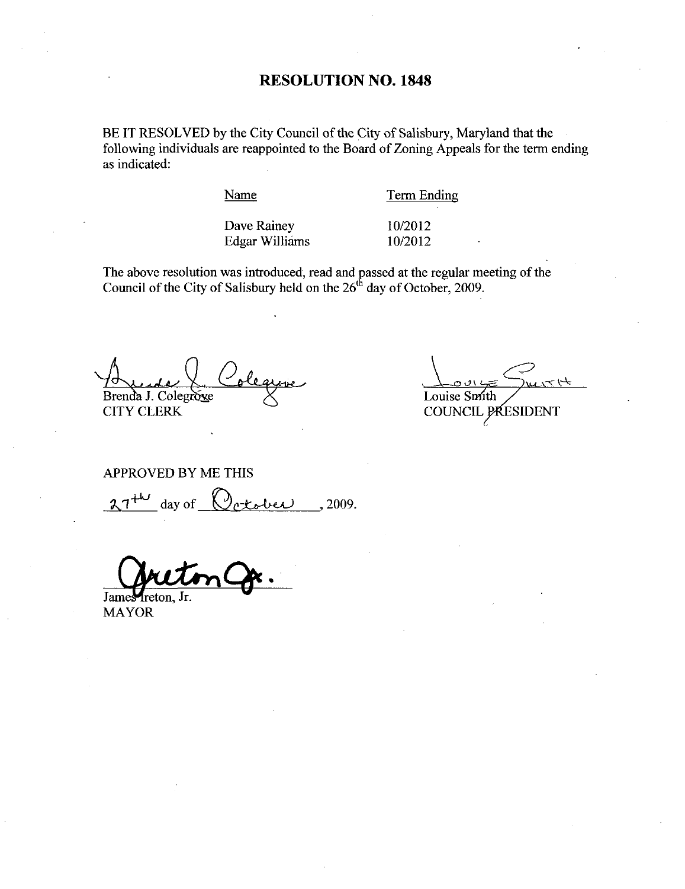# RESOLUTION NO. 1848

BE IT RESOLVED by the City Council of the City of Salisbury, Maryland that the following individuals are reappointed to the Board of Zoning Appeals for the term ending as indicated:

| Name | Term Ending |
|---|---|
| Dave Rainey | 10/2012 |
| Edgar Williams | 10/2012 |

The above resolution was introduced, read and passed at the regular meeting of the Council of the City of Salisbury held on the 26th day of October, 2009.

Brenda J. Colegrove
CITY CLERK

Louise Smith
COUNCIL PRESIDENT

APPROVED BY ME THIS

27th day of October, 2009.

James Ireton, Jr.
MAYOR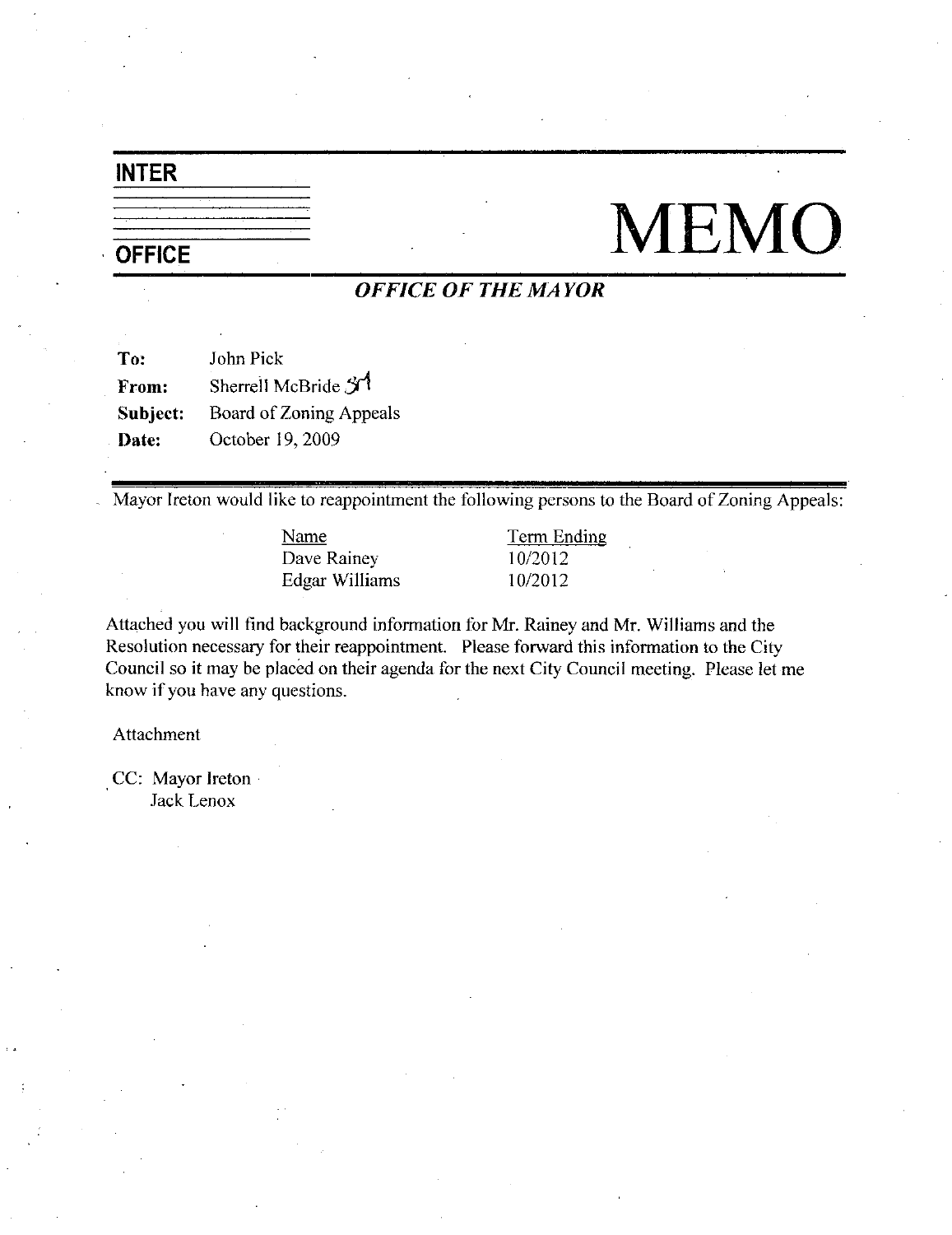# INTER OFFICE MEMO

***OFFICE OF THE MAYOR***

**To:** John Pick
**From:** Sherrell McBride SM
**Subject:** Board of Zoning Appeals
**Date:** October 19, 2009

Mayor Ireton would like to reappointment the following persons to the Board of Zoning Appeals:

| Name | Term Ending |
|---|---|
| Dave Rainey | 10/2012 |
| Edgar Williams | 10/2012 |

Attached you will find background information for Mr. Rainey and Mr. Williams and the Resolution necessary for their reappointment. Please forward this information to the City Council so it may be placed on their agenda for the next City Council meeting. Please let me know if you have any questions.

Attachment

CC: Mayor Ireton
Jack Lenox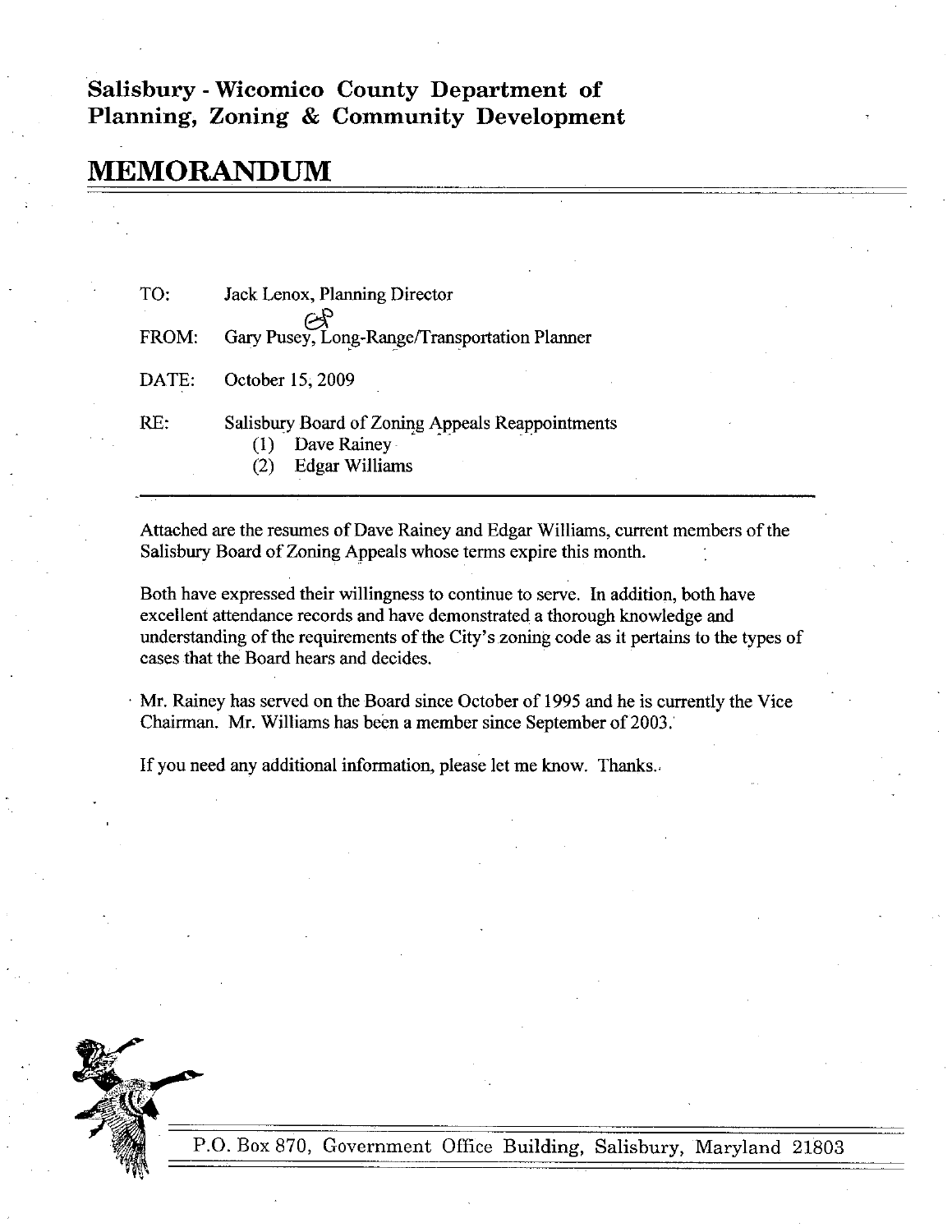**Salisbury - Wicomico County Department of Planning, Zoning & Community Development**

# MEMORANDUM

TO: Jack Lenox, Planning Director

FROM: Gary Pusey, Long-Range/Transportation Planner

DATE: October 15, 2009

RE: Salisbury Board of Zoning Appeals Reappointments
(1) Dave Rainey
(2) Edgar Williams

---

Attached are the resumes of Dave Rainey and Edgar Williams, current members of the Salisbury Board of Zoning Appeals whose terms expire this month.

Both have expressed their willingness to continue to serve. In addition, both have excellent attendance records and have demonstrated a thorough knowledge and understanding of the requirements of the City's zoning code as it pertains to the types of cases that the Board hears and decides.

Mr. Rainey has served on the Board since October of 1995 and he is currently the Vice Chairman. Mr. Williams has been a member since September of 2003.

If you need any additional information, please let me know. Thanks.

P.O. Box 870, Government Office Building, Salisbury, Maryland 21803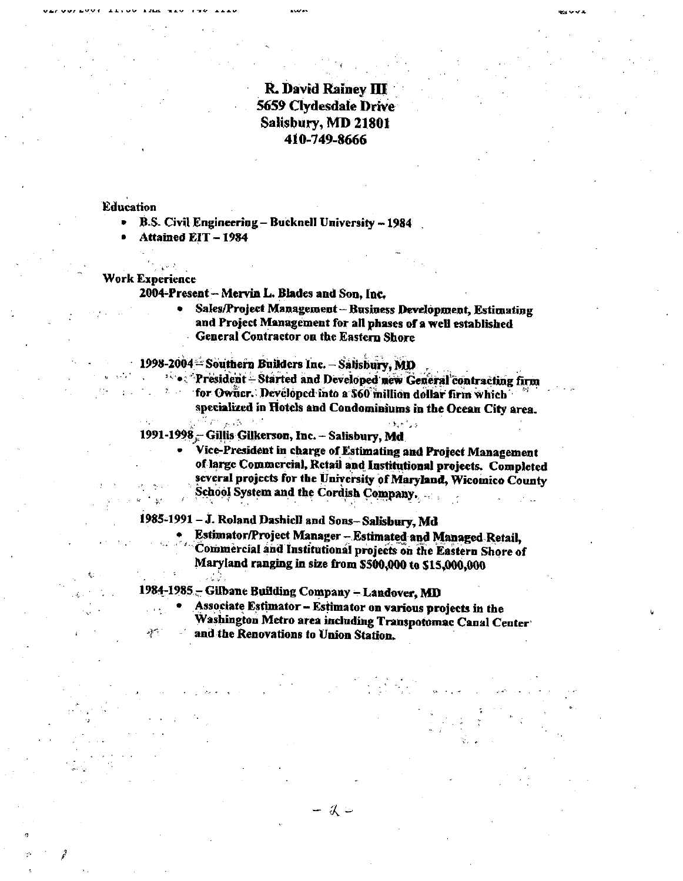**R. David Rainey III**
**5659 Clydesdale Drive**
**Salisbury, MD 21801**
**410-749-8666**

**Education**

- **B.S. Civil Engineering – Bucknell University – 1984**
- **Attained EIT – 1984**

**Work Experience**

**2004-Present – Mervin L. Blades and Son, Inc.**

- **Sales/Project Management – Business Development, Estimating and Project Management for all phases of a well established General Contractor on the Eastern Shore**

**1998-2004 – Southern Builders Inc. – Salisbury, MD**

- **President – Started and Developed new General contracting firm for Owner. Developed into a $60 million dollar firm which specialized in Hotels and Condominiums in the Ocean City area.**

**1991-1998 – Gillis Gilkerson, Inc. – Salisbury, Md**

- **Vice-President in charge of Estimating and Project Management of large Commercial, Retail and Institutional projects. Completed several projects for the University of Maryland, Wicomico County School System and the Cordish Company.**

**1985-1991 – J. Roland Dashiell and Sons– Salisbury, Md**

- **Estimator/Project Manager – Estimated and Managed Retail, Commercial and Institutional projects on the Eastern Shore of Maryland ranging in size from $500,000 to $15,000,000**

**1984-1985 – Gilbane Building Company – Landover, MD**

- **Associate Estimator – Estimator on various projects in the Washington Metro area including Transpotomac Canal Center and the Renovations to Union Station.**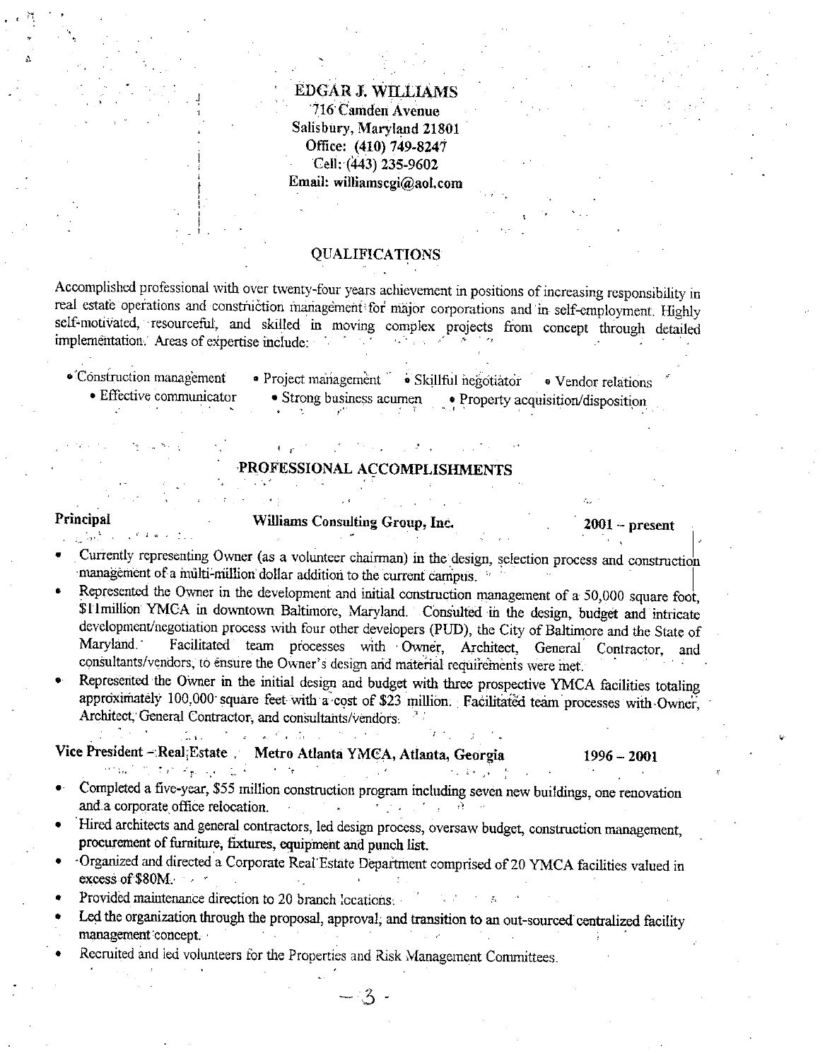# EDGAR J. WILLIAMS

716 Camden Avenue
Salisbury, Maryland 21801
Office: (410) 749-8247
Cell: (443) 235-9602
Email: williamscgi@aol.com

## QUALIFICATIONS

Accomplished professional with over twenty-four years achievement in positions of increasing responsibility in real estate operations and constriction management for major corporations and in self-employment. Highly self-motivated, resourceful, and skilled in moving complex projects from concept through detailed implementation. Areas of expertise include:

- Construction management
- Project management
- Skillful negotiator
- Vendor relations
- Effective communicator
- Strong business acumen
- Property acquisition/disposition

## PROFESSIONAL ACCOMPLISHMENTS

**Principal** — **Williams Consulting Group, Inc.** — **2001 – present**

- Currently representing Owner (as a volunteer chairman) in the design, selection process and construction management of a multi-million dollar addition to the current campus.
- Represented the Owner in the development and initial construction management of a 50,000 square foot, $11million YMCA in downtown Baltimore, Maryland. Consulted in the design, budget and intricate development/negotiation process with four other developers (PUD), the City of Baltimore and the State of Maryland. Facilitated team processes with Owner, Architect, General Contractor, and consultants/vendors, to ensure the Owner's design and material requirements were met.
- Represented the Owner in the initial design and budget with three prospective YMCA facilities totaling approximately 100,000 square feet with a cost of $23 million. Facilitated team processes with Owner, Architect, General Contractor, and consultants/vendors.

**Vice President – Real Estate** — **Metro Atlanta YMCA, Atlanta, Georgia** — **1996 – 2001**

- Completed a five-year, $55 million construction program including seven new buildings, one renovation and a corporate office relocation.
- Hired architects and general contractors, led design process, oversaw budget, construction management, procurement of furniture, fixtures, equipment and punch list.
- Organized and directed a Corporate Real Estate Department comprised of 20 YMCA facilities valued in excess of $80M.
- Provided maintenance direction to 20 branch locations.
- Led the organization through the proposal, approval, and transition to an out-sourced centralized facility management concept.
- Recruited and led volunteers for the Properties and Risk Management Committees.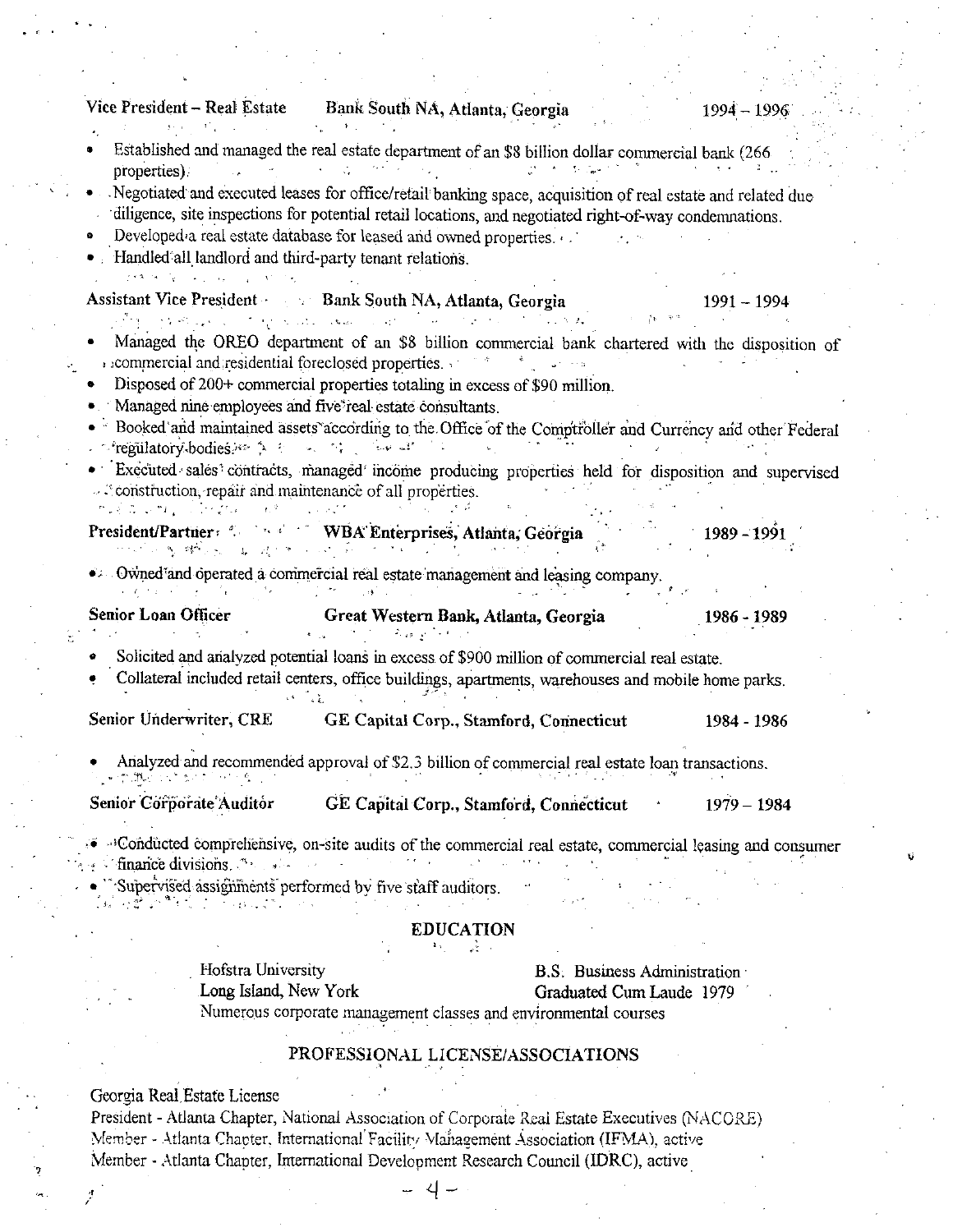**Vice President – Real Estate** Bank South NA, Atlanta, Georgia 1994 – 1996

- Established and managed the real estate department of an $8 billion dollar commercial bank (266 properties).
- Negotiated and executed leases for office/retail banking space, acquisition of real estate and related due diligence, site inspections for potential retail locations, and negotiated right-of-way condemnations.
- Developed a real estate database for leased and owned properties.
- Handled all landlord and third-party tenant relations.

**Assistant Vice President** Bank South NA, Atlanta, Georgia 1991 – 1994

- Managed the OREO department of an $8 billion commercial bank chartered with the disposition of commercial and residential foreclosed properties.
- Disposed of 200+ commercial properties totaling in excess of $90 million.
- Managed nine employees and five real estate consultants.
- Booked and maintained assets according to the Office of the Comptroller and Currency and other Federal regulatory bodies.
- Executed sales contracts, managed income producing properties held for disposition and supervised construction, repair and maintenance of all properties.

**President/Partner** **WBA Enterprises, Atlanta, Georgia** **1989 - 1991**

- Owned and operated a commercial real estate management and leasing company.

**Senior Loan Officer** **Great Western Bank, Atlanta, Georgia** **1986 - 1989**

- Solicited and analyzed potential loans in excess of $900 million of commercial real estate.
- Collateral included retail centers, office buildings, apartments, warehouses and mobile home parks.

**Senior Underwriter, CRE** **GE Capital Corp., Stamford, Connecticut** **1984 - 1986**

- Analyzed and recommended approval of $2.3 billion of commercial real estate loan transactions.

**Senior Corporate Auditor** **GE Capital Corp., Stamford, Connecticut** **1979 – 1984**

- Conducted comprehensive, on-site audits of the commercial real estate, commercial leasing and consumer finance divisions.
- Supervised assignments performed by five staff auditors.

## EDUCATION

Hofstra University — B.S. Business Administration
Long Island, New York — Graduated Cum Laude 1979
Numerous corporate management classes and environmental courses

## PROFESSIONAL LICENSE/ASSOCIATIONS

Georgia Real Estate License
President - Atlanta Chapter, National Association of Corporate Real Estate Executives (NACORE)
Member - Atlanta Chapter, International Facility Management Association (IFMA), active
Member - Atlanta Chapter, International Development Research Council (IDRC), active